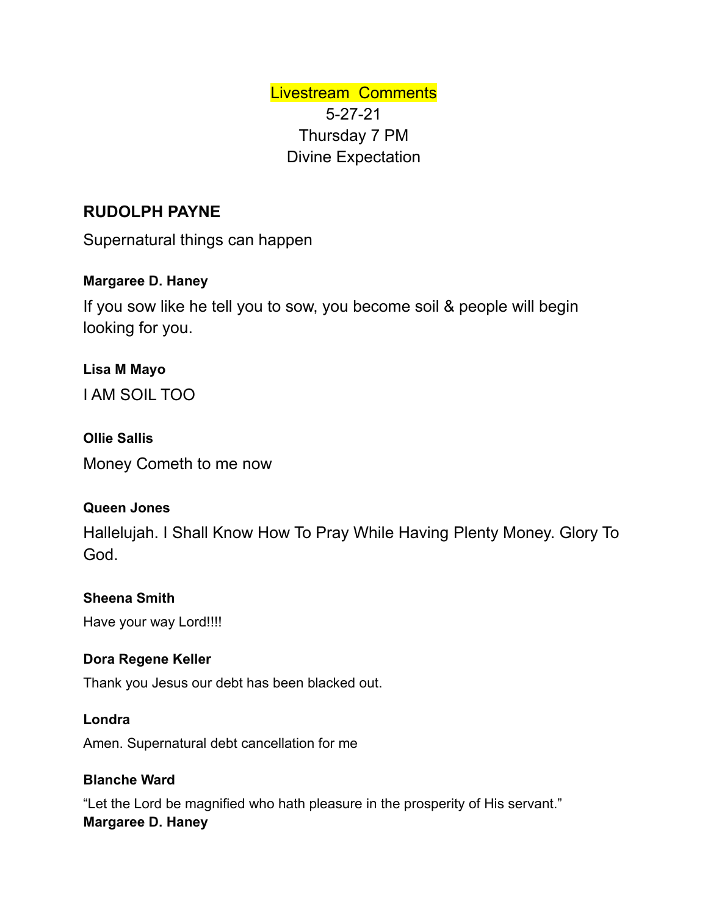Livestream Comments
5-27-21
Thursday 7 PM
Divine Expectation

## RUDOLPH PAYNE

Supernatural things can happen

**Margaree D. Haney**

If you sow like he tell you to sow, you become soil & people will begin looking for you.

**Lisa M Mayo**

I AM SOIL TOO

**Ollie Sallis**

Money Cometh to me now

**Queen Jones**

Hallelujah. I Shall Know How To Pray While Having Plenty Money. Glory To God.

**Sheena Smith**

Have your way Lord!!!!

**Dora Regene Keller**

Thank you Jesus our debt has been blacked out.

**Londra**

Amen. Supernatural debt cancellation for me

**Blanche Ward**

“Let the Lord be magnified who hath pleasure in the prosperity of His servant.”

**Margaree D. Haney**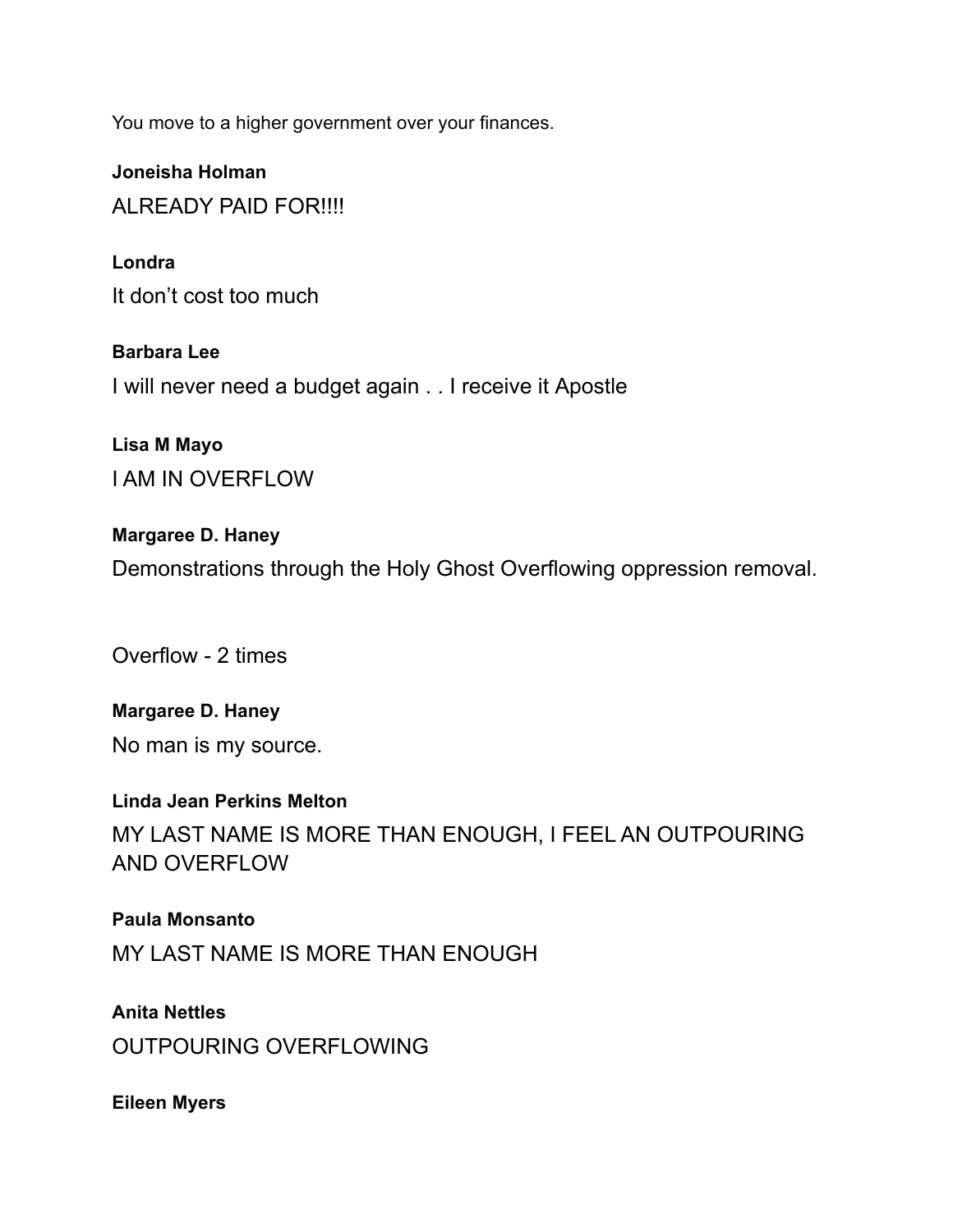You move to a higher government over your finances.

**Joneisha Holman**

ALREADY PAID FOR!!!!

**Londra**

It don’t cost too much

**Barbara Lee**

I will never need a budget again . . I receive it Apostle

**Lisa M Mayo**

I AM IN OVERFLOW

**Margaree D. Haney**

Demonstrations through the Holy Ghost Overflowing oppression removal.

Overflow - 2 times

**Margaree D. Haney**

No man is my source.

**Linda Jean Perkins Melton**

MY LAST NAME IS MORE THAN ENOUGH, I FEEL AN OUTPOURING AND OVERFLOW

**Paula Monsanto**

MY LAST NAME IS MORE THAN ENOUGH

**Anita Nettles**

OUTPOURING OVERFLOWING

**Eileen Myers**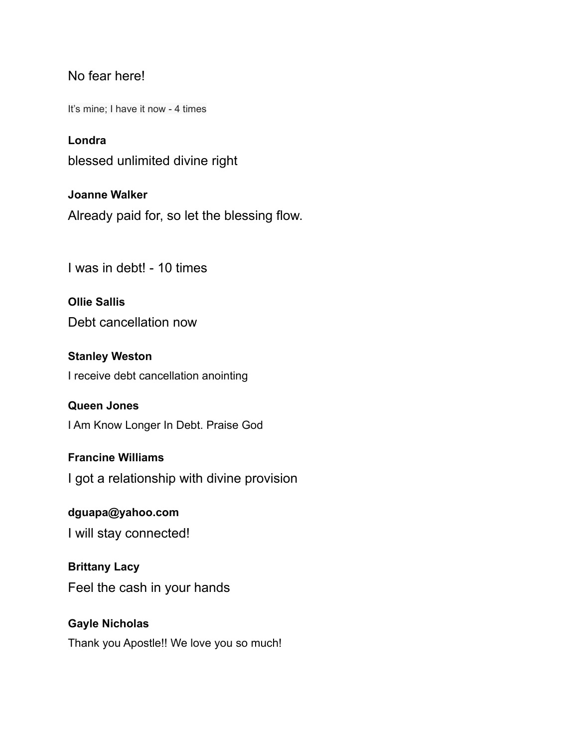No fear here!

It's mine; I have it now - 4 times

**Londra**
blessed unlimited divine right

**Joanne Walker**
Already paid for, so let the blessing flow.

I was in debt! - 10 times

**Ollie Sallis**
Debt cancellation now

**Stanley Weston**
I receive debt cancellation anointing

**Queen Jones**
I Am Know Longer In Debt. Praise God

**Francine Williams**
I got a relationship with divine provision

**dguapa@yahoo.com**
I will stay connected!

**Brittany Lacy**
Feel the cash in your hands

**Gayle Nicholas**
Thank you Apostle!! We love you so much!